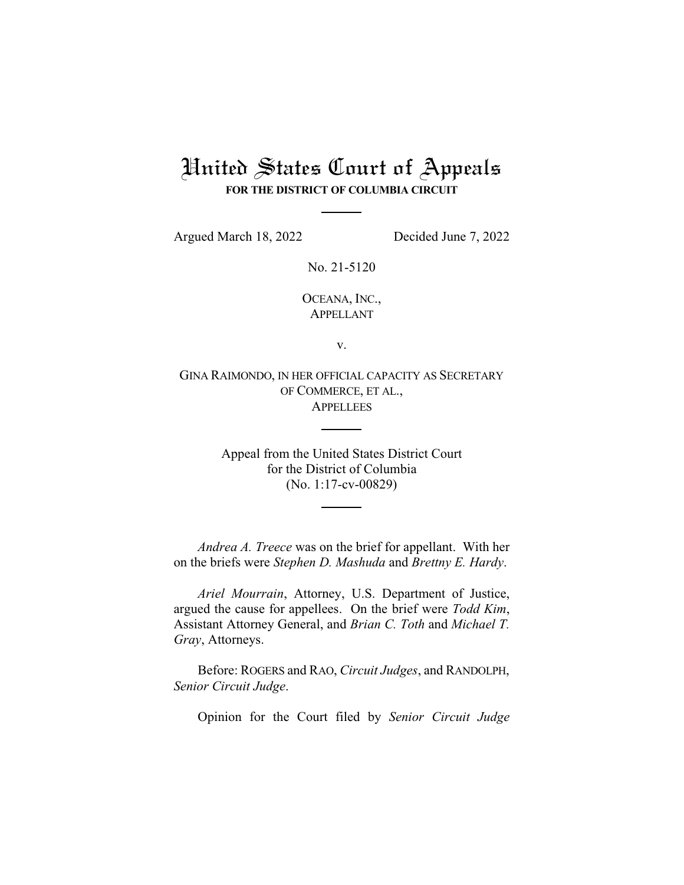# United States Court of Appeals

**FOR THE DISTRICT OF COLUMBIA CIRCUIT**

Argued March 18, 2022 Decided June 7, 2022

No. 21-5120

OCEANA, INC.,
APPELLANT

v.

GINA RAIMONDO, IN HER OFFICIAL CAPACITY AS SECRETARY OF COMMERCE, ET AL.,
APPELLEES

Appeal from the United States District Court
for the District of Columbia
(No. 1:17-cv-00829)

*Andrea A. Treece* was on the brief for appellant. With her on the briefs were *Stephen D. Mashuda* and *Brettny E. Hardy*.

*Ariel Mourrain*, Attorney, U.S. Department of Justice, argued the cause for appellees. On the brief were *Todd Kim*, Assistant Attorney General, and *Brian C. Toth* and *Michael T. Gray*, Attorneys.

Before: ROGERS and RAO, *Circuit Judges*, and RANDOLPH, *Senior Circuit Judge*.

Opinion for the Court filed by *Senior Circuit Judge*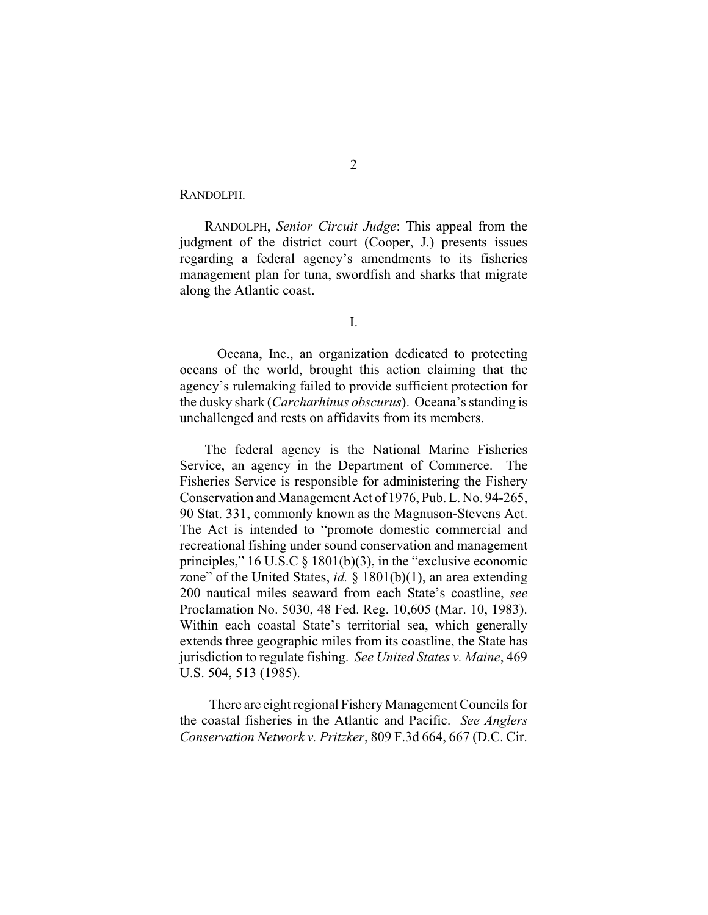RANDOLPH.

RANDOLPH, *Senior Circuit Judge*: This appeal from the judgment of the district court (Cooper, J.) presents issues regarding a federal agency's amendments to its fisheries management plan for tuna, swordfish and sharks that migrate along the Atlantic coast.

I.

Oceana, Inc., an organization dedicated to protecting oceans of the world, brought this action claiming that the agency's rulemaking failed to provide sufficient protection for the dusky shark (*Carcharhinus obscurus*). Oceana's standing is unchallenged and rests on affidavits from its members.

The federal agency is the National Marine Fisheries Service, an agency in the Department of Commerce. The Fisheries Service is responsible for administering the Fishery Conservation and Management Act of 1976, Pub. L. No. 94-265, 90 Stat. 331, commonly known as the Magnuson-Stevens Act. The Act is intended to "promote domestic commercial and recreational fishing under sound conservation and management principles," 16 U.S.C § 1801(b)(3), in the "exclusive economic zone" of the United States, *id.* § 1801(b)(1), an area extending 200 nautical miles seaward from each State's coastline, *see* Proclamation No. 5030, 48 Fed. Reg. 10,605 (Mar. 10, 1983). Within each coastal State's territorial sea, which generally extends three geographic miles from its coastline, the State has jurisdiction to regulate fishing. *See United States v. Maine*, 469 U.S. 504, 513 (1985).

There are eight regional Fishery Management Councils for the coastal fisheries in the Atlantic and Pacific. *See Anglers Conservation Network v. Pritzker*, 809 F.3d 664, 667 (D.C. Cir.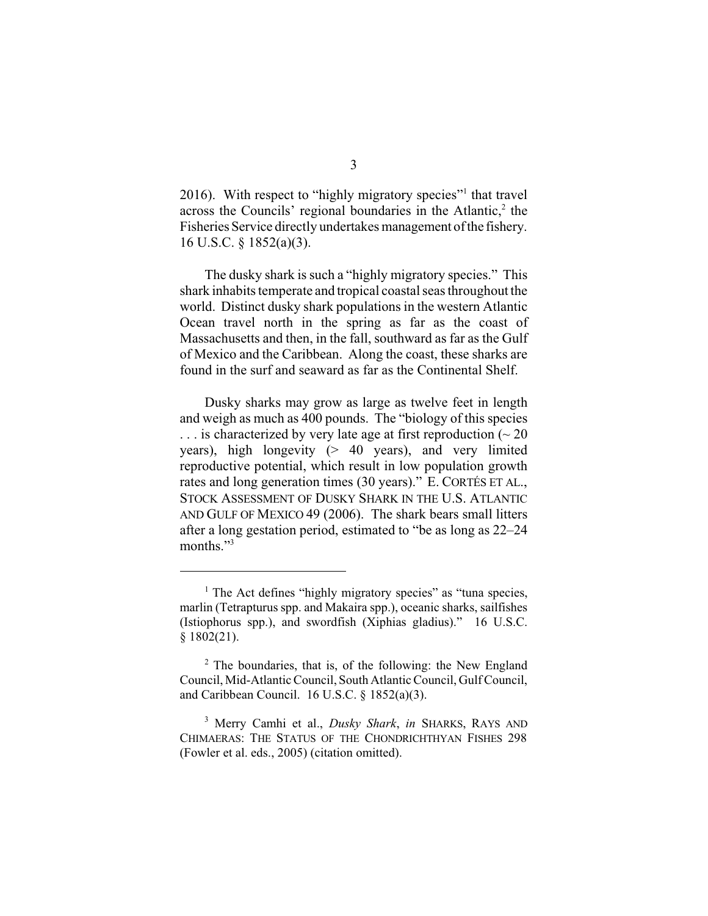2016). With respect to "highly migratory species"[1] that travel across the Councils' regional boundaries in the Atlantic,[2] the Fisheries Service directly undertakes management of the fishery. 16 U.S.C. § 1852(a)(3).

The dusky shark is such a "highly migratory species." This shark inhabits temperate and tropical coastal seas throughout the world. Distinct dusky shark populations in the western Atlantic Ocean travel north in the spring as far as the coast of Massachusetts and then, in the fall, southward as far as the Gulf of Mexico and the Caribbean. Along the coast, these sharks are found in the surf and seaward as far as the Continental Shelf.

Dusky sharks may grow as large as twelve feet in length and weigh as much as 400 pounds. The "biology of this species . . . is characterized by very late age at first reproduction (~ 20 years), high longevity (> 40 years), and very limited reproductive potential, which result in low population growth rates and long generation times (30 years)." E. CORTÉS ET AL., STOCK ASSESSMENT OF DUSKY SHARK IN THE U.S. ATLANTIC AND GULF OF MEXICO 49 (2006). The shark bears small litters after a long gestation period, estimated to "be as long as 22–24 months."[3]

---

[1] The Act defines "highly migratory species" as "tuna species, marlin (Tetrapturus spp. and Makaira spp.), oceanic sharks, sailfishes (Istiophorus spp.), and swordfish (Xiphias gladius)." 16 U.S.C. § 1802(21).

[2] The boundaries, that is, of the following: the New England Council, Mid-Atlantic Council, South Atlantic Council, Gulf Council, and Caribbean Council. 16 U.S.C. § 1852(a)(3).

[3] Merry Camhi et al., *Dusky Shark*, *in* SHARKS, RAYS AND CHIMAERAS: THE STATUS OF THE CHONDRICHTHYAN FISHES 298 (Fowler et al. eds., 2005) (citation omitted).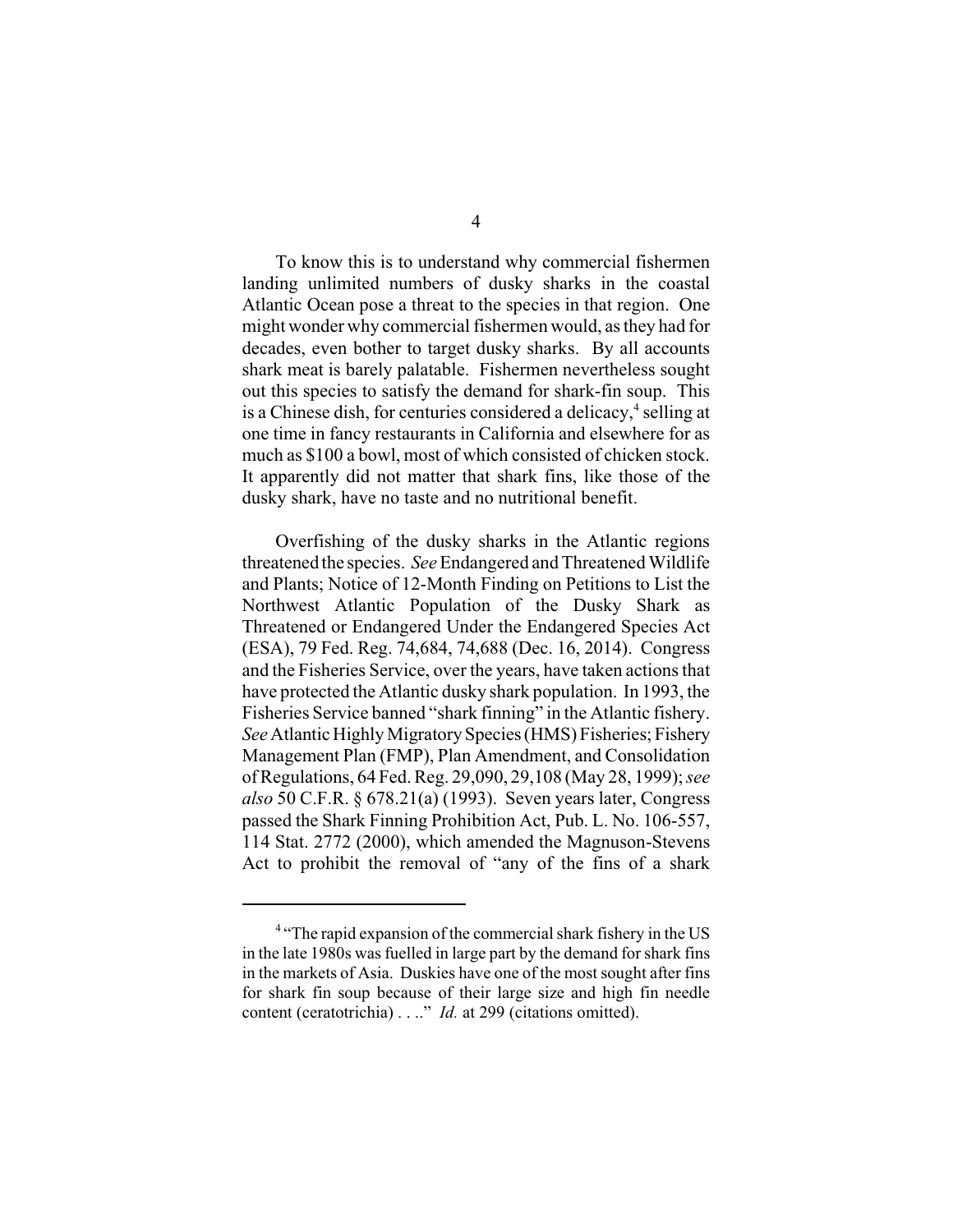To know this is to understand why commercial fishermen landing unlimited numbers of dusky sharks in the coastal Atlantic Ocean pose a threat to the species in that region. One might wonder why commercial fishermen would, as they had for decades, even bother to target dusky sharks. By all accounts shark meat is barely palatable. Fishermen nevertheless sought out this species to satisfy the demand for shark-fin soup. This is a Chinese dish, for centuries considered a delicacy,[4] selling at one time in fancy restaurants in California and elsewhere for as much as $100 a bowl, most of which consisted of chicken stock. It apparently did not matter that shark fins, like those of the dusky shark, have no taste and no nutritional benefit.

Overfishing of the dusky sharks in the Atlantic regions threatened the species. *See* Endangered and Threatened Wildlife and Plants; Notice of 12-Month Finding on Petitions to List the Northwest Atlantic Population of the Dusky Shark as Threatened or Endangered Under the Endangered Species Act (ESA), 79 Fed. Reg. 74,684, 74,688 (Dec. 16, 2014). Congress and the Fisheries Service, over the years, have taken actions that have protected the Atlantic dusky shark population. In 1993, the Fisheries Service banned "shark finning" in the Atlantic fishery. *See* Atlantic Highly Migratory Species (HMS) Fisheries; Fishery Management Plan (FMP), Plan Amendment, and Consolidation of Regulations, 64 Fed. Reg. 29,090, 29,108 (May 28, 1999); *see also* 50 C.F.R. § 678.21(a) (1993). Seven years later, Congress passed the Shark Finning Prohibition Act, Pub. L. No. 106-557, 114 Stat. 2772 (2000), which amended the Magnuson-Stevens Act to prohibit the removal of "any of the fins of a shark

---

[4] "The rapid expansion of the commercial shark fishery in the US in the late 1980s was fuelled in large part by the demand for shark fins in the markets of Asia. Duskies have one of the most sought after fins for shark fin soup because of their large size and high fin needle content (ceratotrichia) . . .." *Id.* at 299 (citations omitted).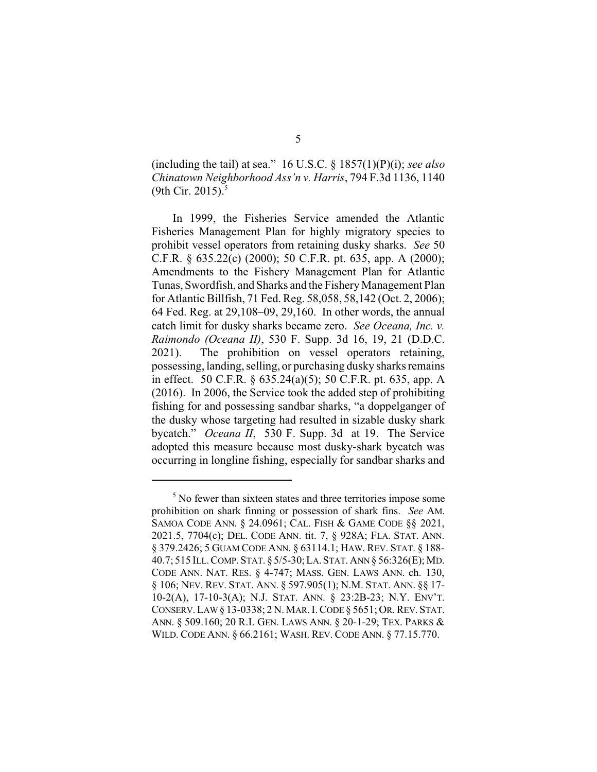(including the tail) at sea." 16 U.S.C. § 1857(1)(P)(i); *see also Chinatown Neighborhood Ass'n v. Harris*, 794 F.3d 1136, 1140 (9th Cir. 2015).[5]

In 1999, the Fisheries Service amended the Atlantic Fisheries Management Plan for highly migratory species to prohibit vessel operators from retaining dusky sharks. *See* 50 C.F.R. § 635.22(c) (2000); 50 C.F.R. pt. 635, app. A (2000); Amendments to the Fishery Management Plan for Atlantic Tunas, Swordfish, and Sharks and the Fishery Management Plan for Atlantic Billfish, 71 Fed. Reg. 58,058, 58,142 (Oct. 2, 2006); 64 Fed. Reg. at 29,108–09, 29,160. In other words, the annual catch limit for dusky sharks became zero. *See Oceana, Inc. v. Raimondo (Oceana II)*, 530 F. Supp. 3d 16, 19, 21 (D.D.C. 2021). The prohibition on vessel operators retaining, possessing, landing, selling, or purchasing dusky sharks remains in effect. 50 C.F.R. § 635.24(a)(5); 50 C.F.R. pt. 635, app. A (2016). In 2006, the Service took the added step of prohibiting fishing for and possessing sandbar sharks, "a doppelganger of the dusky whose targeting had resulted in sizable dusky shark bycatch." *Oceana II*, 530 F. Supp. 3d at 19. The Service adopted this measure because most dusky-shark bycatch was occurring in longline fishing, especially for sandbar sharks and

[5] No fewer than sixteen states and three territories impose some prohibition on shark finning or possession of shark fins. *See* AM. SAMOA CODE ANN. § 24.0961; CAL. FISH & GAME CODE §§ 2021, 2021.5, 7704(c); DEL. CODE ANN. tit. 7, § 928A; FLA. STAT. ANN. § 379.2426; 5 GUAM CODE ANN. § 63114.1; HAW. REV. STAT. § 188-40.7; 515 ILL. COMP. STAT. § 5/5-30; LA. STAT. ANN § 56:326(E); MD. CODE ANN. NAT. RES. § 4-747; MASS. GEN. LAWS ANN. ch. 130, § 106; NEV. REV. STAT. ANN. § 597.905(1); N.M. STAT. ANN. §§ 17-10-2(A), 17-10-3(A); N.J. STAT. ANN. § 23:2B-23; N.Y. ENV'T. CONSERV. LAW § 13-0338; 2 N. MAR. I. CODE § 5651; OR. REV. STAT. ANN. § 509.160; 20 R.I. GEN. LAWS ANN. § 20-1-29; TEX. PARKS & WILD. CODE ANN. § 66.2161; WASH. REV. CODE ANN. § 77.15.770.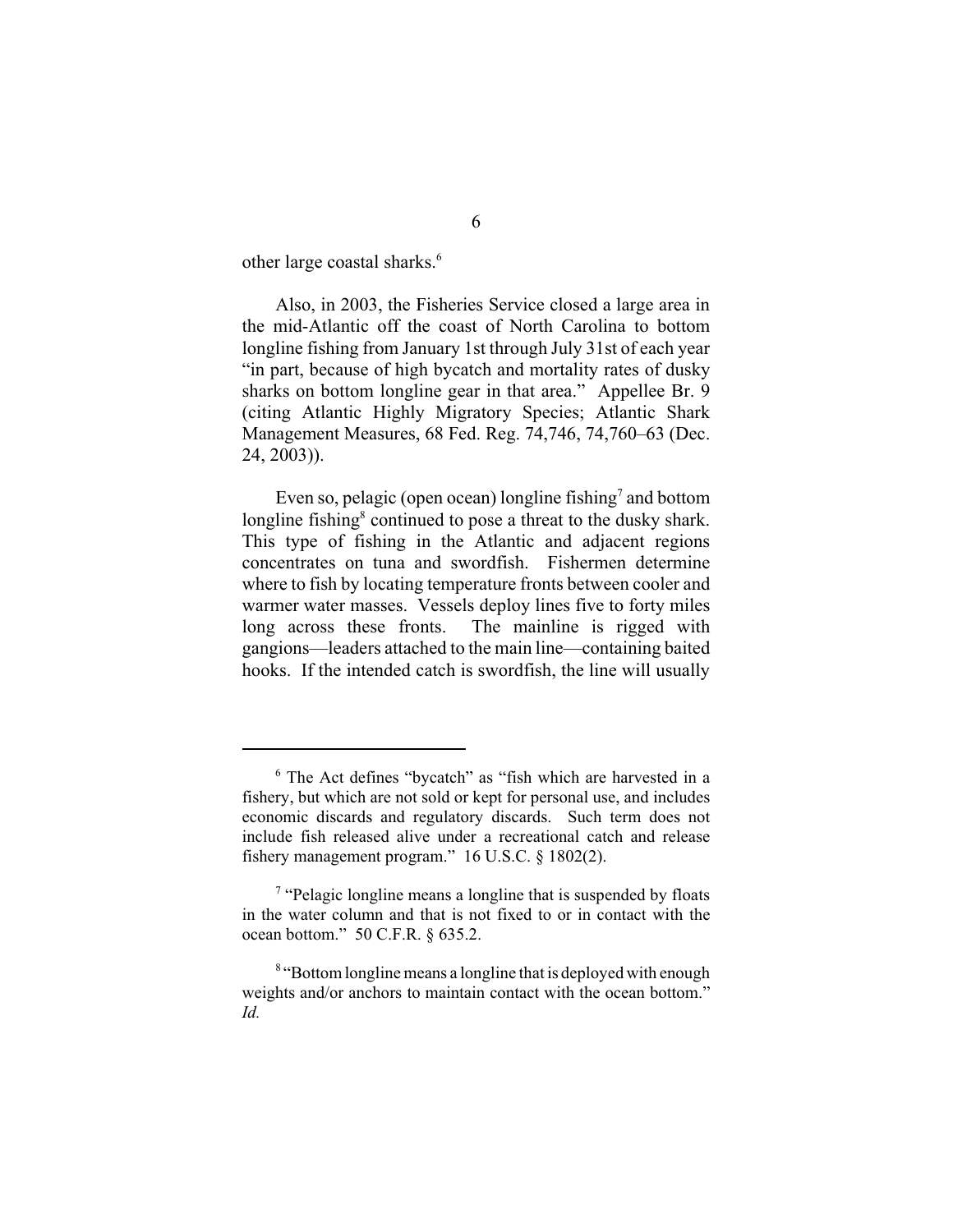other large coastal sharks.[6]

Also, in 2003, the Fisheries Service closed a large area in the mid-Atlantic off the coast of North Carolina to bottom longline fishing from January 1st through July 31st of each year "in part, because of high bycatch and mortality rates of dusky sharks on bottom longline gear in that area." Appellee Br. 9 (citing Atlantic Highly Migratory Species; Atlantic Shark Management Measures, 68 Fed. Reg. 74,746, 74,760–63 (Dec. 24, 2003)).

Even so, pelagic (open ocean) longline fishing[7] and bottom longline fishing[8] continued to pose a threat to the dusky shark. This type of fishing in the Atlantic and adjacent regions concentrates on tuna and swordfish. Fishermen determine where to fish by locating temperature fronts between cooler and warmer water masses. Vessels deploy lines five to forty miles long across these fronts. The mainline is rigged with gangions—leaders attached to the main line—containing baited hooks. If the intended catch is swordfish, the line will usually

---

[6] The Act defines "bycatch" as "fish which are harvested in a fishery, but which are not sold or kept for personal use, and includes economic discards and regulatory discards. Such term does not include fish released alive under a recreational catch and release fishery management program." 16 U.S.C. § 1802(2).

[7] "Pelagic longline means a longline that is suspended by floats in the water column and that is not fixed to or in contact with the ocean bottom." 50 C.F.R. § 635.2.

[8] "Bottom longline means a longline that is deployed with enough weights and/or anchors to maintain contact with the ocean bottom." *Id.*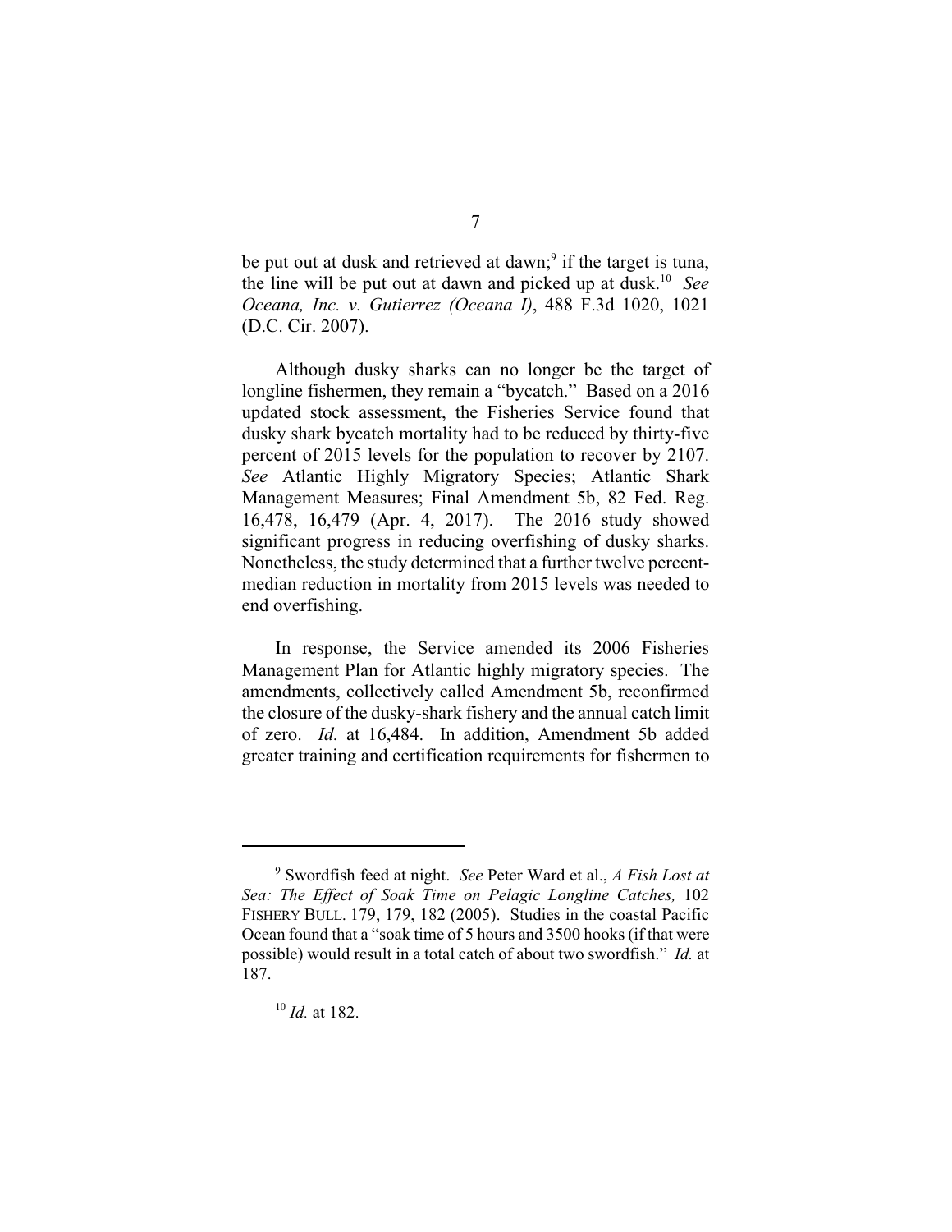be put out at dusk and retrieved at dawn;[9] if the target is tuna, the line will be put out at dawn and picked up at dusk.[10] *See Oceana, Inc. v. Gutierrez (Oceana I)*, 488 F.3d 1020, 1021 (D.C. Cir. 2007).

Although dusky sharks can no longer be the target of longline fishermen, they remain a "bycatch." Based on a 2016 updated stock assessment, the Fisheries Service found that dusky shark bycatch mortality had to be reduced by thirty-five percent of 2015 levels for the population to recover by 2107. *See* Atlantic Highly Migratory Species; Atlantic Shark Management Measures; Final Amendment 5b, 82 Fed. Reg. 16,478, 16,479 (Apr. 4, 2017). The 2016 study showed significant progress in reducing overfishing of dusky sharks. Nonetheless, the study determined that a further twelve percent-median reduction in mortality from 2015 levels was needed to end overfishing.

In response, the Service amended its 2006 Fisheries Management Plan for Atlantic highly migratory species. The amendments, collectively called Amendment 5b, reconfirmed the closure of the dusky-shark fishery and the annual catch limit of zero. *Id.* at 16,484. In addition, Amendment 5b added greater training and certification requirements for fishermen to

---

[9] Swordfish feed at night. *See* Peter Ward et al., *A Fish Lost at Sea: The Effect of Soak Time on Pelagic Longline Catches,* 102 FISHERY BULL. 179, 179, 182 (2005). Studies in the coastal Pacific Ocean found that a "soak time of 5 hours and 3500 hooks (if that were possible) would result in a total catch of about two swordfish." *Id.* at 187.

[10] *Id.* at 182.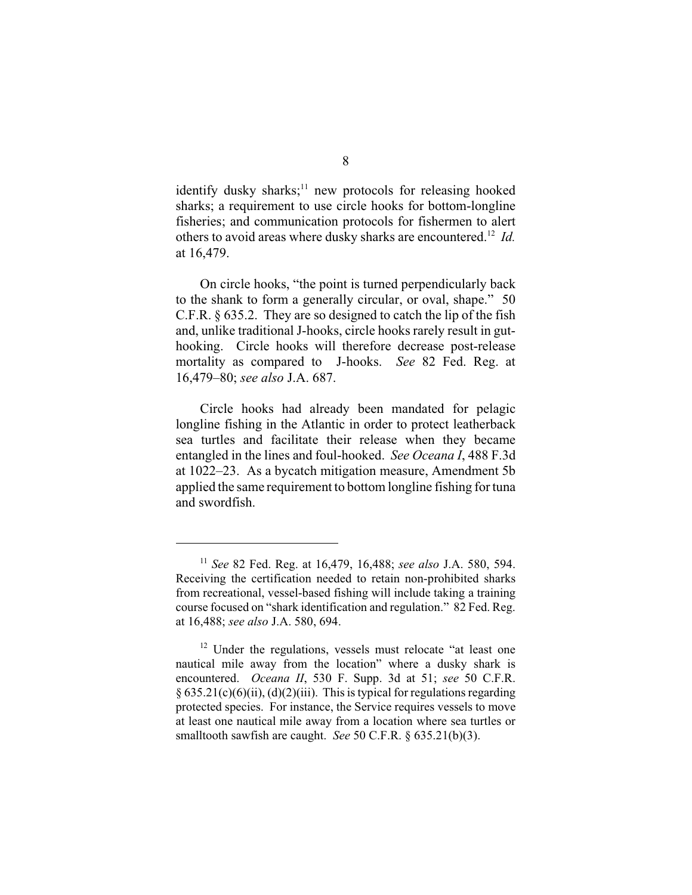identify dusky sharks;[11] new protocols for releasing hooked sharks; a requirement to use circle hooks for bottom-longline fisheries; and communication protocols for fishermen to alert others to avoid areas where dusky sharks are encountered.[12] *Id.* at 16,479.

On circle hooks, "the point is turned perpendicularly back to the shank to form a generally circular, or oval, shape." 50 C.F.R. § 635.2. They are so designed to catch the lip of the fish and, unlike traditional J-hooks, circle hooks rarely result in gut-hooking. Circle hooks will therefore decrease post-release mortality as compared to J-hooks. *See* 82 Fed. Reg. at 16,479–80; *see also* J.A. 687.

Circle hooks had already been mandated for pelagic longline fishing in the Atlantic in order to protect leatherback sea turtles and facilitate their release when they became entangled in the lines and foul-hooked. *See Oceana I*, 488 F.3d at 1022–23. As a bycatch mitigation measure, Amendment 5b applied the same requirement to bottom longline fishing for tuna and swordfish.

---

[11] *See* 82 Fed. Reg. at 16,479, 16,488; *see also* J.A. 580, 594. Receiving the certification needed to retain non-prohibited sharks from recreational, vessel-based fishing will include taking a training course focused on "shark identification and regulation." 82 Fed. Reg. at 16,488; *see also* J.A. 580, 694.

[12] Under the regulations, vessels must relocate "at least one nautical mile away from the location" where a dusky shark is encountered. *Oceana II*, 530 F. Supp. 3d at 51; *see* 50 C.F.R. § 635.21(c)(6)(ii), (d)(2)(iii). This is typical for regulations regarding protected species. For instance, the Service requires vessels to move at least one nautical mile away from a location where sea turtles or smalltooth sawfish are caught. *See* 50 C.F.R. § 635.21(b)(3).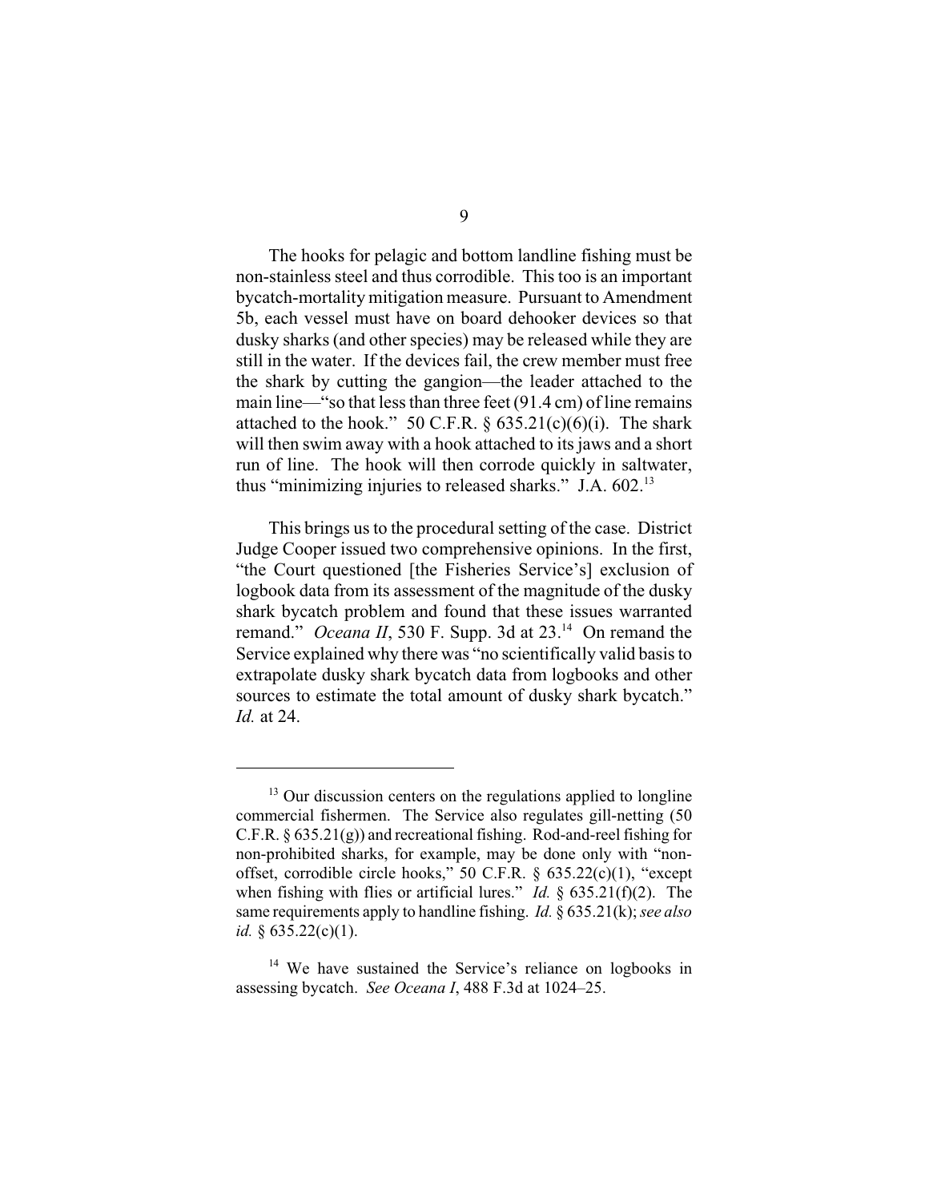The hooks for pelagic and bottom landline fishing must be non-stainless steel and thus corrodible. This too is an important bycatch-mortality mitigation measure. Pursuant to Amendment 5b, each vessel must have on board dehooker devices so that dusky sharks (and other species) may be released while they are still in the water. If the devices fail, the crew member must free the shark by cutting the gangion—the leader attached to the main line—"so that less than three feet (91.4 cm) of line remains attached to the hook." 50 C.F.R. § 635.21(c)(6)(i). The shark will then swim away with a hook attached to its jaws and a short run of line. The hook will then corrode quickly in saltwater, thus "minimizing injuries to released sharks." J.A. 602.[13]

This brings us to the procedural setting of the case. District Judge Cooper issued two comprehensive opinions. In the first, "the Court questioned [the Fisheries Service's] exclusion of logbook data from its assessment of the magnitude of the dusky shark bycatch problem and found that these issues warranted remand." *Oceana II*, 530 F. Supp. 3d at 23.[14] On remand the Service explained why there was "no scientifically valid basis to extrapolate dusky shark bycatch data from logbooks and other sources to estimate the total amount of dusky shark bycatch." *Id.* at 24.

---

[13] Our discussion centers on the regulations applied to longline commercial fishermen. The Service also regulates gill-netting (50 C.F.R. § 635.21(g)) and recreational fishing. Rod-and-reel fishing for non-prohibited sharks, for example, may be done only with "non-offset, corrodible circle hooks," 50 C.F.R. § 635.22(c)(1), "except when fishing with flies or artificial lures." *Id.* § 635.21(f)(2). The same requirements apply to handline fishing. *Id.* § 635.21(k); *see also id.* § 635.22(c)(1).

[14] We have sustained the Service's reliance on logbooks in assessing bycatch. *See Oceana I*, 488 F.3d at 1024–25.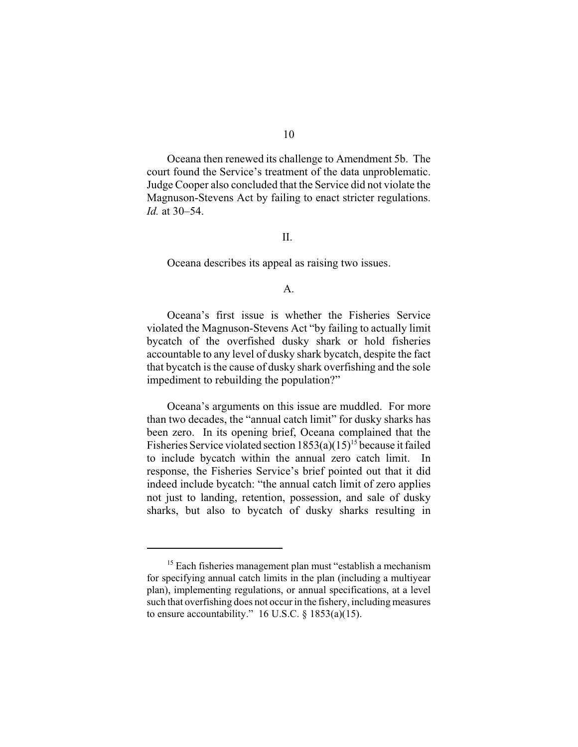Oceana then renewed its challenge to Amendment 5b. The court found the Service's treatment of the data unproblematic. Judge Cooper also concluded that the Service did not violate the Magnuson-Stevens Act by failing to enact stricter regulations. *Id.* at 30–54.

## II.

Oceana describes its appeal as raising two issues.

### A.

Oceana's first issue is whether the Fisheries Service violated the Magnuson-Stevens Act "by failing to actually limit bycatch of the overfished dusky shark or hold fisheries accountable to any level of dusky shark bycatch, despite the fact that bycatch is the cause of dusky shark overfishing and the sole impediment to rebuilding the population?"

Oceana's arguments on this issue are muddled. For more than two decades, the "annual catch limit" for dusky sharks has been zero. In its opening brief, Oceana complained that the Fisheries Service violated section 1853(a)(15)[15] because it failed to include bycatch within the annual zero catch limit. In response, the Fisheries Service's brief pointed out that it did indeed include bycatch: "the annual catch limit of zero applies not just to landing, retention, possession, and sale of dusky sharks, but also to bycatch of dusky sharks resulting in

---

[15] Each fisheries management plan must "establish a mechanism for specifying annual catch limits in the plan (including a multiyear plan), implementing regulations, or annual specifications, at a level such that overfishing does not occur in the fishery, including measures to ensure accountability." 16 U.S.C. § 1853(a)(15).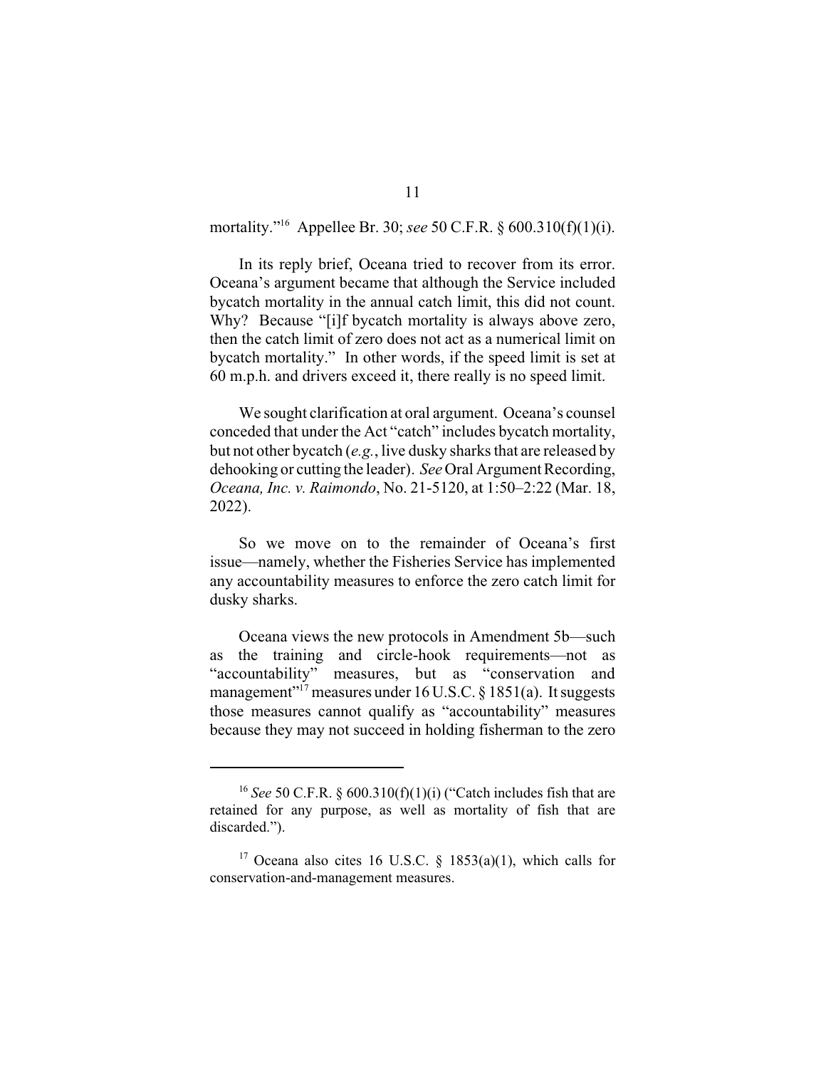mortality."[16] Appellee Br. 30; *see* 50 C.F.R. § 600.310(f)(1)(i).

In its reply brief, Oceana tried to recover from its error. Oceana's argument became that although the Service included bycatch mortality in the annual catch limit, this did not count. Why? Because "[i]f bycatch mortality is always above zero, then the catch limit of zero does not act as a numerical limit on bycatch mortality." In other words, if the speed limit is set at 60 m.p.h. and drivers exceed it, there really is no speed limit.

We sought clarification at oral argument. Oceana's counsel conceded that under the Act "catch" includes bycatch mortality, but not other bycatch (*e.g.*, live dusky sharks that are released by dehooking or cutting the leader). *See* Oral Argument Recording, *Oceana, Inc. v. Raimondo*, No. 21-5120, at 1:50–2:22 (Mar. 18, 2022).

So we move on to the remainder of Oceana's first issue—namely, whether the Fisheries Service has implemented any accountability measures to enforce the zero catch limit for dusky sharks.

Oceana views the new protocols in Amendment 5b—such as the training and circle-hook requirements—not as "accountability" measures, but as "conservation and management"[17] measures under 16 U.S.C. § 1851(a). It suggests those measures cannot qualify as "accountability" measures because they may not succeed in holding fisherman to the zero

---

[16] *See* 50 C.F.R. § 600.310(f)(1)(i) ("Catch includes fish that are retained for any purpose, as well as mortality of fish that are discarded.").

[17] Oceana also cites 16 U.S.C. § 1853(a)(1), which calls for conservation-and-management measures.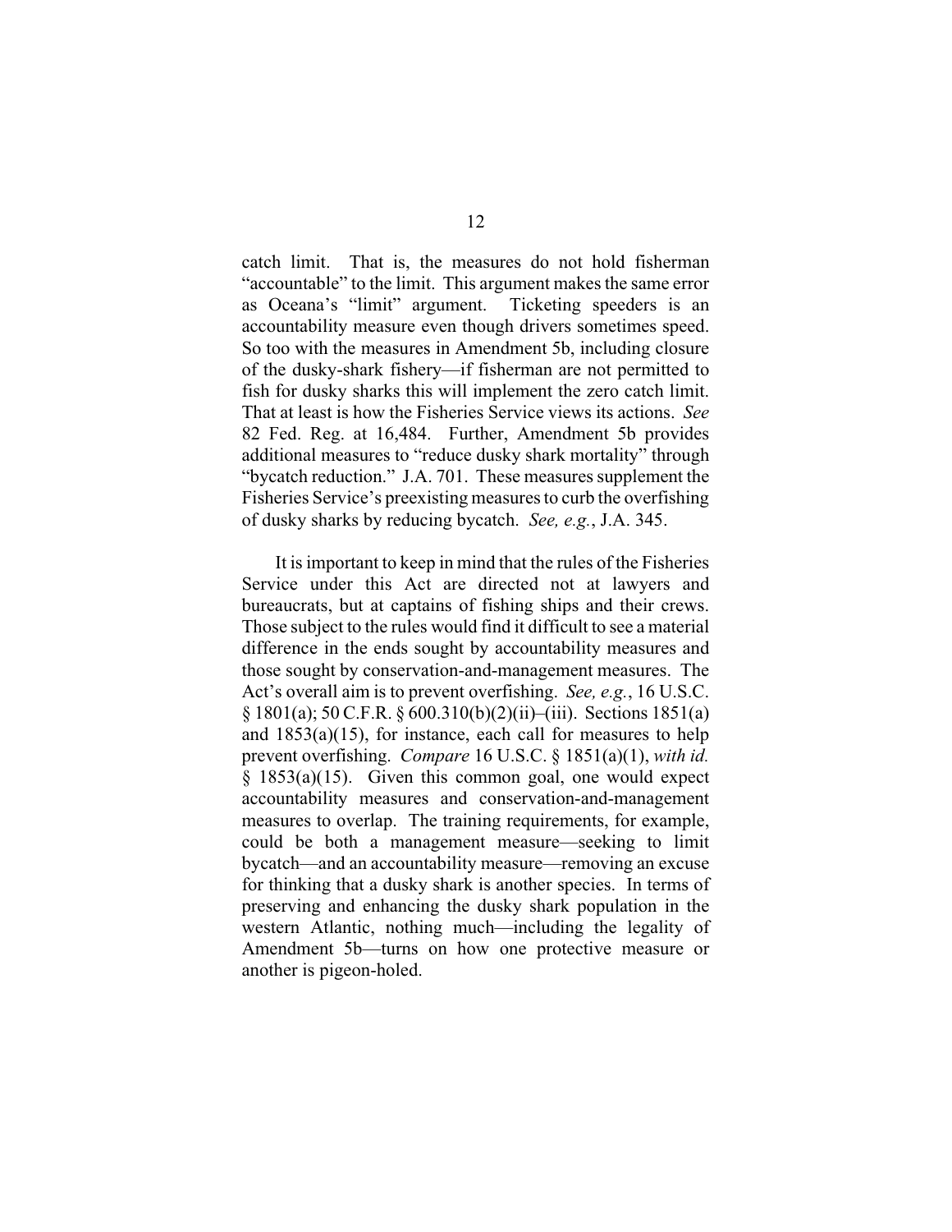catch limit. That is, the measures do not hold fisherman "accountable" to the limit. This argument makes the same error as Oceana's "limit" argument. Ticketing speeders is an accountability measure even though drivers sometimes speed. So too with the measures in Amendment 5b, including closure of the dusky-shark fishery—if fisherman are not permitted to fish for dusky sharks this will implement the zero catch limit. That at least is how the Fisheries Service views its actions. *See* 82 Fed. Reg. at 16,484. Further, Amendment 5b provides additional measures to "reduce dusky shark mortality" through "bycatch reduction." J.A. 701. These measures supplement the Fisheries Service's preexisting measures to curb the overfishing of dusky sharks by reducing bycatch. *See, e.g.*, J.A. 345.

It is important to keep in mind that the rules of the Fisheries Service under this Act are directed not at lawyers and bureaucrats, but at captains of fishing ships and their crews. Those subject to the rules would find it difficult to see a material difference in the ends sought by accountability measures and those sought by conservation-and-management measures. The Act's overall aim is to prevent overfishing. *See, e.g.*, 16 U.S.C. § 1801(a); 50 C.F.R. § 600.310(b)(2)(ii)–(iii). Sections 1851(a) and 1853(a)(15), for instance, each call for measures to help prevent overfishing. *Compare* 16 U.S.C. § 1851(a)(1), *with id.* § 1853(a)(15). Given this common goal, one would expect accountability measures and conservation-and-management measures to overlap. The training requirements, for example, could be both a management measure—seeking to limit bycatch—and an accountability measure—removing an excuse for thinking that a dusky shark is another species. In terms of preserving and enhancing the dusky shark population in the western Atlantic, nothing much—including the legality of Amendment 5b—turns on how one protective measure or another is pigeon-holed.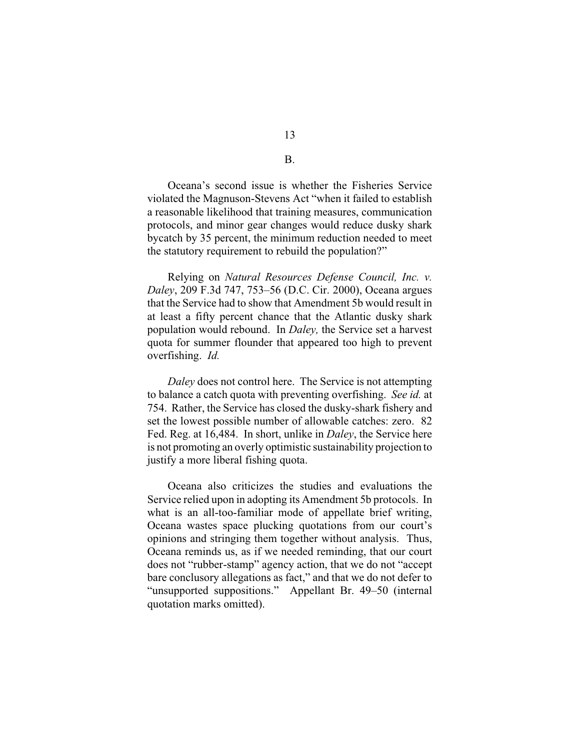B.

Oceana's second issue is whether the Fisheries Service violated the Magnuson-Stevens Act "when it failed to establish a reasonable likelihood that training measures, communication protocols, and minor gear changes would reduce dusky shark bycatch by 35 percent, the minimum reduction needed to meet the statutory requirement to rebuild the population?"

Relying on *Natural Resources Defense Council, Inc. v. Daley*, 209 F.3d 747, 753–56 (D.C. Cir. 2000), Oceana argues that the Service had to show that Amendment 5b would result in at least a fifty percent chance that the Atlantic dusky shark population would rebound. In *Daley,* the Service set a harvest quota for summer flounder that appeared too high to prevent overfishing. *Id.*

*Daley* does not control here. The Service is not attempting to balance a catch quota with preventing overfishing. *See id.* at 754. Rather, the Service has closed the dusky-shark fishery and set the lowest possible number of allowable catches: zero. 82 Fed. Reg. at 16,484. In short, unlike in *Daley*, the Service here is not promoting an overly optimistic sustainability projection to justify a more liberal fishing quota.

Oceana also criticizes the studies and evaluations the Service relied upon in adopting its Amendment 5b protocols. In what is an all-too-familiar mode of appellate brief writing, Oceana wastes space plucking quotations from our court's opinions and stringing them together without analysis. Thus, Oceana reminds us, as if we needed reminding, that our court does not "rubber-stamp" agency action, that we do not "accept bare conclusory allegations as fact," and that we do not defer to "unsupported suppositions." Appellant Br. 49–50 (internal quotation marks omitted).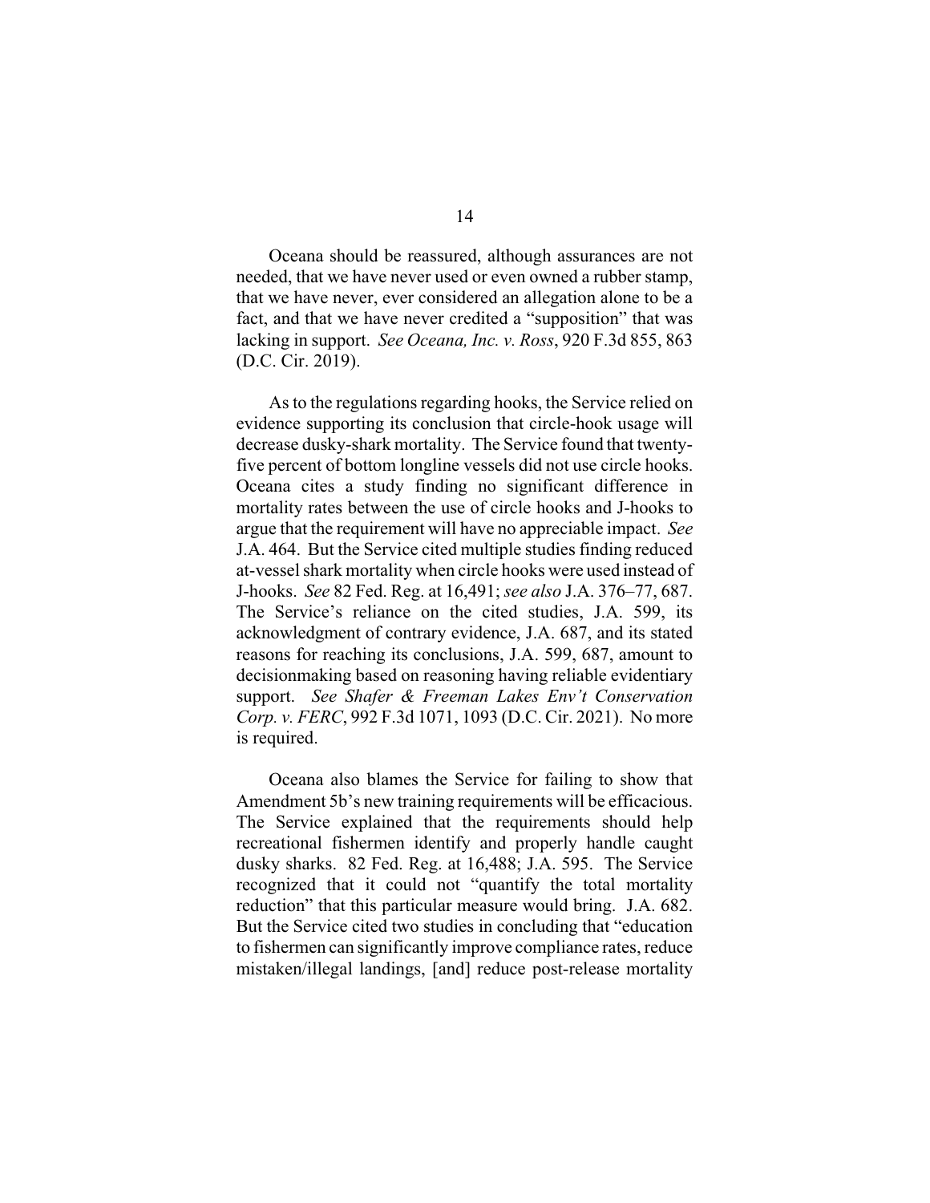Oceana should be reassured, although assurances are not needed, that we have never used or even owned a rubber stamp, that we have never, ever considered an allegation alone to be a fact, and that we have never credited a "supposition" that was lacking in support. *See Oceana, Inc. v. Ross*, 920 F.3d 855, 863 (D.C. Cir. 2019).

As to the regulations regarding hooks, the Service relied on evidence supporting its conclusion that circle-hook usage will decrease dusky-shark mortality. The Service found that twenty-five percent of bottom longline vessels did not use circle hooks. Oceana cites a study finding no significant difference in mortality rates between the use of circle hooks and J-hooks to argue that the requirement will have no appreciable impact. *See* J.A. 464. But the Service cited multiple studies finding reduced at-vessel shark mortality when circle hooks were used instead of J-hooks. *See* 82 Fed. Reg. at 16,491; *see also* J.A. 376–77, 687. The Service's reliance on the cited studies, J.A. 599, its acknowledgment of contrary evidence, J.A. 687, and its stated reasons for reaching its conclusions, J.A. 599, 687, amount to decisionmaking based on reasoning having reliable evidentiary support. *See Shafer & Freeman Lakes Env't Conservation Corp. v. FERC*, 992 F.3d 1071, 1093 (D.C. Cir. 2021). No more is required.

Oceana also blames the Service for failing to show that Amendment 5b's new training requirements will be efficacious. The Service explained that the requirements should help recreational fishermen identify and properly handle caught dusky sharks. 82 Fed. Reg. at 16,488; J.A. 595. The Service recognized that it could not "quantify the total mortality reduction" that this particular measure would bring. J.A. 682. But the Service cited two studies in concluding that "education to fishermen can significantly improve compliance rates, reduce mistaken/illegal landings, [and] reduce post-release mortality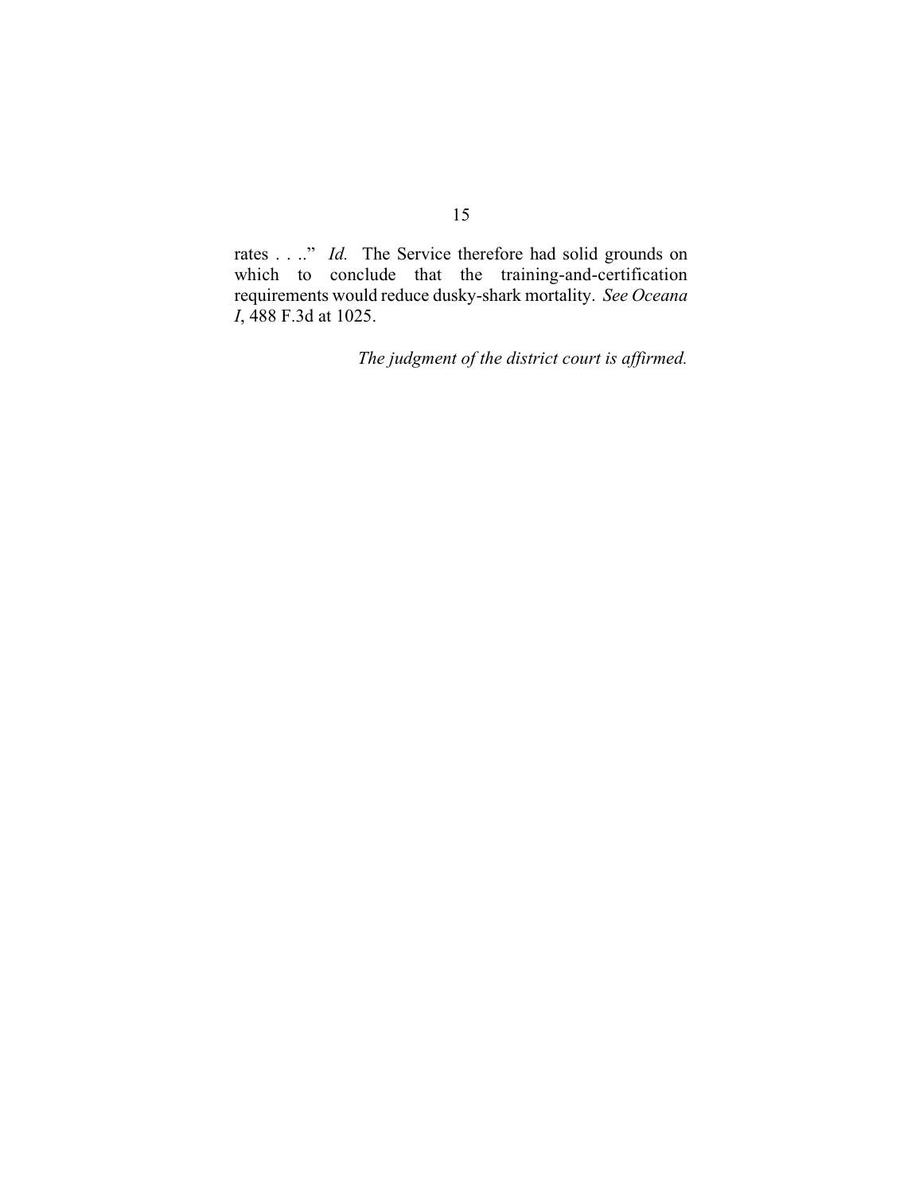rates . . .." *Id.* The Service therefore had solid grounds on which to conclude that the training-and-certification requirements would reduce dusky-shark mortality. *See Oceana I*, 488 F.3d at 1025.

*The judgment of the district court is affirmed.*